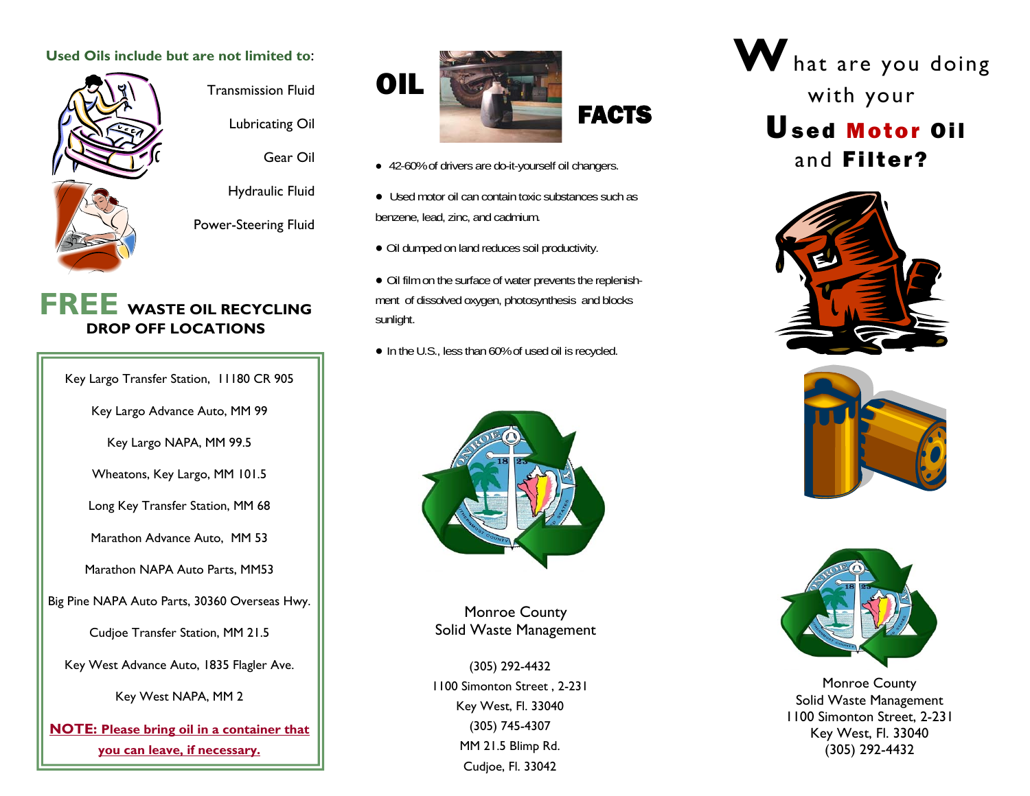**Used Oils include but are not limited to**:

- Transmission Fluid
- Lubricating Oil
- Gear Oil
- Hydraulic Fluid
- Power-Steering Fluid

## FREE WASTE OIL RECYCLING DROP OFF LOCATIONS

Key Largo Transfer Station, 11180 CR 905

Key Largo Advance Auto, MM 99

Key Largo NAPA, MM 99.5

Wheatons, Key Largo, MM 101.5

Long Key Transfer Station, MM 68

Marathon Advance Auto, MM 53

Marathon NAPA Auto Parts, MM53

Big Pine NAPA Auto Parts, 30360 Overseas Hwy.

Cudjoe Transfer Station, MM 21.5

Key West Advance Auto, 1835 Flagler Ave.

Key West NAPA, MM 2

**NOTE: Please bring oil in a container that you can leave, if necessary.**

## OIL FACTS

- 42-60% of drivers are do-it-yourself oil changers.
- Used motor oil can contain toxic substances such as benzene, lead, zinc, and cadmium.
- Oil dumped on land reduces soil productivity.
- Oil film on the surface of water prevents the replenishment of dissolved oxygen, photosynthesis and blocks sunlight.
- In the U.S., less than 60% of used oil is recycled.

Monroe County
Solid Waste Management

(305) 292-4432
1100 Simonton Street , 2-231
Key West, Fl. 33040
(305) 745-4307
MM 21.5 Blimp Rd.
Cudjoe, Fl. 33042

# What are you doing with your Used Motor Oil and Filter?

Monroe County
Solid Waste Management
1100 Simonton Street, 2-231
Key West, Fl. 33040
(305) 292-4432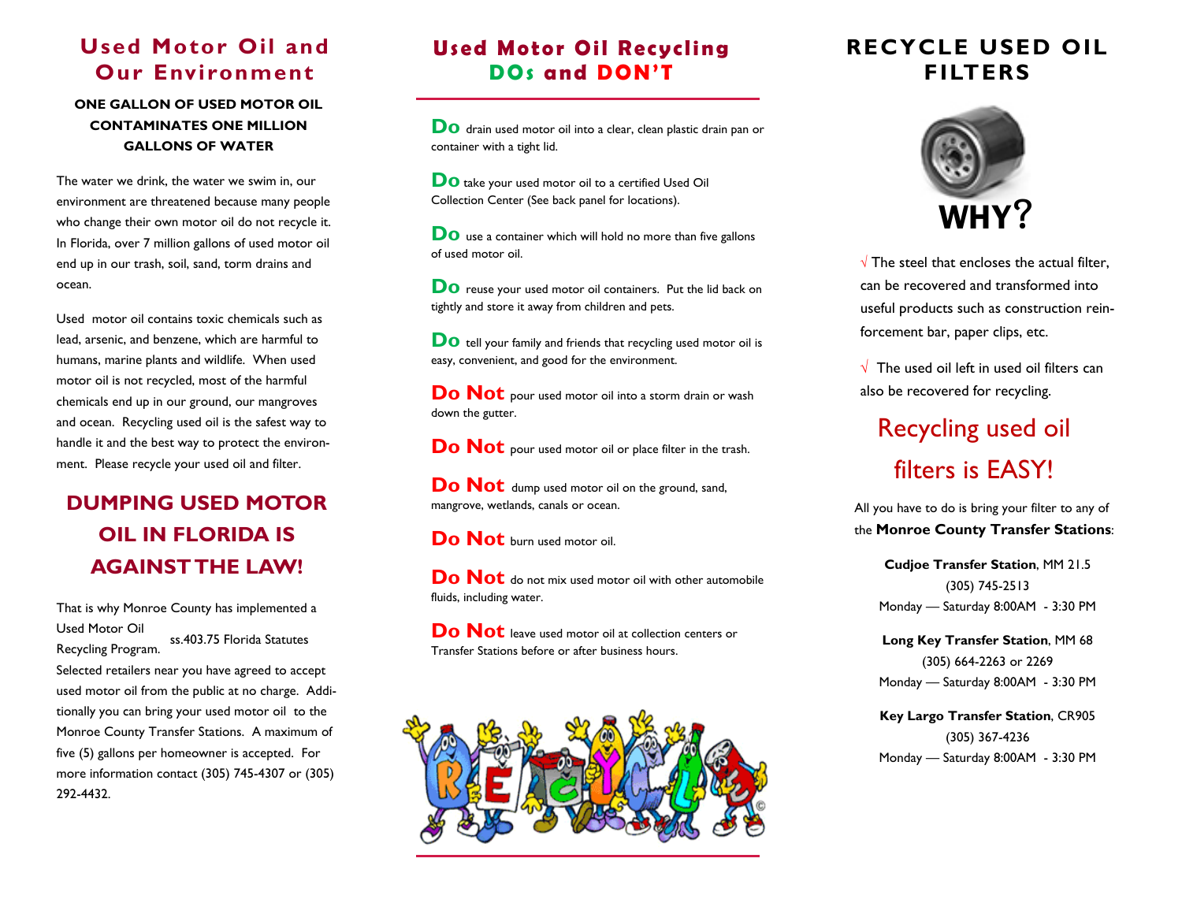## Used Motor Oil and Our Environment

**ONE GALLON OF USED MOTOR OIL CONTAMINATES ONE MILLION GALLONS OF WATER**

The water we drink, the water we swim in, our environment are threatened because many people who change their own motor oil do not recycle it. In Florida, over 7 million gallons of used motor oil end up in our trash, soil, sand, torm drains and ocean.

Used motor oil contains toxic chemicals such as lead, arsenic, and benzene, which are harmful to humans, marine plants and wildlife. When used motor oil is not recycled, most of the harmful chemicals end up in our ground, our mangroves and ocean. Recycling used oil is the safest way to handle it and the best way to protect the environment. Please recycle your used oil and filter.

## DUMPING USED MOTOR OIL IN FLORIDA IS AGAINST THE LAW!

That is why Monroe County has implemented a Used Motor Oil Recycling Program. ss.403.75 Florida Statutes

Selected retailers near you have agreed to accept used motor oil from the public at no charge. Additionally you can bring your used motor oil to the Monroe County Transfer Stations. A maximum of five (5) gallons per homeowner is accepted. For more information contact (305) 745-4307 or (305) 292-4432.

## Used Motor Oil Recycling DOs and DON'T

**Do** drain used motor oil into a clear, clean plastic drain pan or container with a tight lid.

**Do** take your used motor oil to a certified Used Oil Collection Center (See back panel for locations).

**Do** use a container which will hold no more than five gallons of used motor oil.

**Do** reuse your used motor oil containers. Put the lid back on tightly and store it away from children and pets.

**Do** tell your family and friends that recycling used motor oil is easy, convenient, and good for the environment.

**Do Not** pour used motor oil into a storm drain or wash down the gutter.

**Do Not** pour used motor oil or place filter in the trash.

**Do Not** dump used motor oil on the ground, sand, mangrove, wetlands, canals or ocean.

**Do Not** burn used motor oil.

**Do Not** do not mix used motor oil with other automobile fluids, including water.

**Do Not** leave used motor oil at collection centers or Transfer Stations before or after business hours.

## RECYCLE USED OIL FILTERS

**WHY?**

√ The steel that encloses the actual filter, can be recovered and transformed into useful products such as construction reinforcement bar, paper clips, etc.

√ The used oil left in used oil filters can also be recovered for recycling.

### Recycling used oil filters is EASY!

All you have to do is bring your filter to any of the **Monroe County Transfer Stations**:

**Cudjoe Transfer Station**, MM 21.5
(305) 745-2513
Monday — Saturday 8:00AM - 3:30 PM

**Long Key Transfer Station**, MM 68
(305) 664-2263 or 2269
Monday — Saturday 8:00AM - 3:30 PM

**Key Largo Transfer Station**, CR905
(305) 367-4236
Monday — Saturday 8:00AM - 3:30 PM